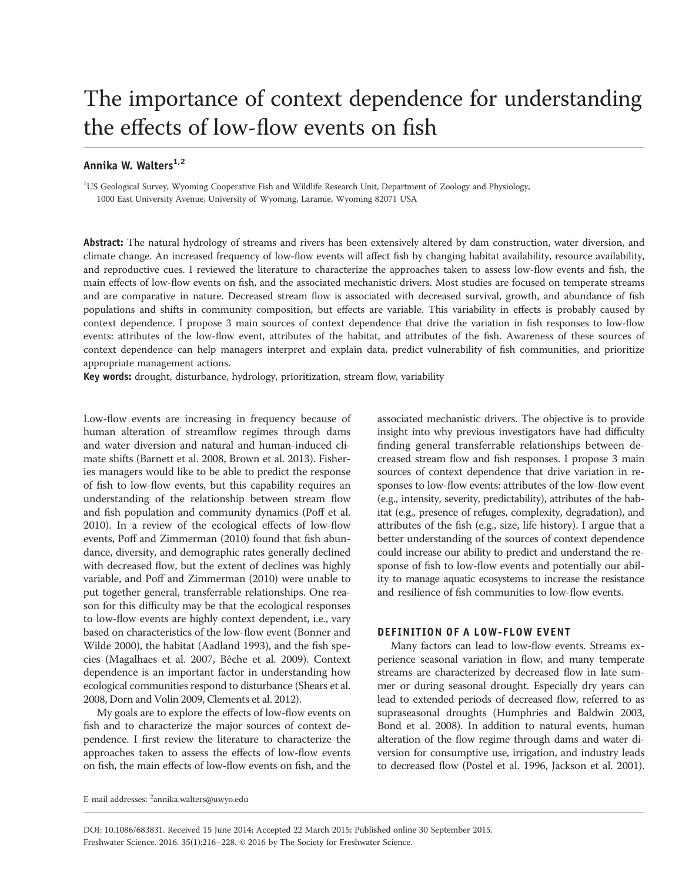# The importance of context dependence for understanding the effects of low-flow events on fish

**Annika W. Walters**[1,2]

[1]US Geological Survey, Wyoming Cooperative Fish and Wildlife Research Unit, Department of Zoology and Physiology, 1000 East University Avenue, University of Wyoming, Laramie, Wyoming 82071 USA

**Abstract:** The natural hydrology of streams and rivers has been extensively altered by dam construction, water diversion, and climate change. An increased frequency of low-flow events will affect fish by changing habitat availability, resource availability, and reproductive cues. I reviewed the literature to characterize the approaches taken to assess low-flow events and fish, the main effects of low-flow events on fish, and the associated mechanistic drivers. Most studies are focused on temperate streams and are comparative in nature. Decreased stream flow is associated with decreased survival, growth, and abundance of fish populations and shifts in community composition, but effects are variable. This variability in effects is probably caused by context dependence. I propose 3 main sources of context dependence that drive the variation in fish responses to low-flow events: attributes of the low-flow event, attributes of the habitat, and attributes of the fish. Awareness of these sources of context dependence can help managers interpret and explain data, predict vulnerability of fish communities, and prioritize appropriate management actions.

**Key words:** drought, disturbance, hydrology, prioritization, stream flow, variability

Low-flow events are increasing in frequency because of human alteration of streamflow regimes through dams and water diversion and natural and human-induced climate shifts (Barnett et al. 2008, Brown et al. 2013). Fisheries managers would like to be able to predict the response of fish to low-flow events, but this capability requires an understanding of the relationship between stream flow and fish population and community dynamics (Poff et al. 2010). In a review of the ecological effects of low-flow events, Poff and Zimmerman (2010) found that fish abundance, diversity, and demographic rates generally declined with decreased flow, but the extent of declines was highly variable, and Poff and Zimmerman (2010) were unable to put together general, transferrable relationships. One reason for this difficulty may be that the ecological responses to low-flow events are highly context dependent, i.e., vary based on characteristics of the low-flow event (Bonner and Wilde 2000), the habitat (Aadland 1993), and the fish species (Magalhaes et al. 2007, Bêche et al. 2009). Context dependence is an important factor in understanding how ecological communities respond to disturbance (Shears et al. 2008, Dorn and Volin 2009, Clements et al. 2012).

My goals are to explore the effects of low-flow events on fish and to characterize the major sources of context dependence. I first review the literature to characterize the approaches taken to assess the effects of low-flow events on fish, the main effects of low-flow events on fish, and the associated mechanistic drivers. The objective is to provide insight into why previous investigators have had difficulty finding general transferrable relationships between decreased stream flow and fish responses. I propose 3 main sources of context dependence that drive variation in responses to low-flow events: attributes of the low-flow event (e.g., intensity, severity, predictability), attributes of the habitat (e.g., presence of refuges, complexity, degradation), and attributes of the fish (e.g., size, life history). I argue that a better understanding of the sources of context dependence could increase our ability to predict and understand the response of fish to low-flow events and potentially our ability to manage aquatic ecosystems to increase the resistance and resilience of fish communities to low-flow events.

## DEFINITION OF A LOW-FLOW EVENT

Many factors can lead to low-flow events. Streams experience seasonal variation in flow, and many temperate streams are characterized by decreased flow in late summer or during seasonal drought. Especially dry years can lead to extended periods of decreased flow, referred to as supraseasonal droughts (Humphries and Baldwin 2003, Bond et al. 2008). In addition to natural events, human alteration of the flow regime through dams and water diversion for consumptive use, irrigation, and industry leads to decreased flow (Postel et al. 1996, Jackson et al. 2001).

E-mail addresses: [2]annika.walters@uwyo.edu

DOI: 10.1086/683831. Received 15 June 2014; Accepted 22 March 2015; Published online 30 September 2015.
Freshwater Science. 2016. 35(1):216–228. © 2016 by The Society for Freshwater Science.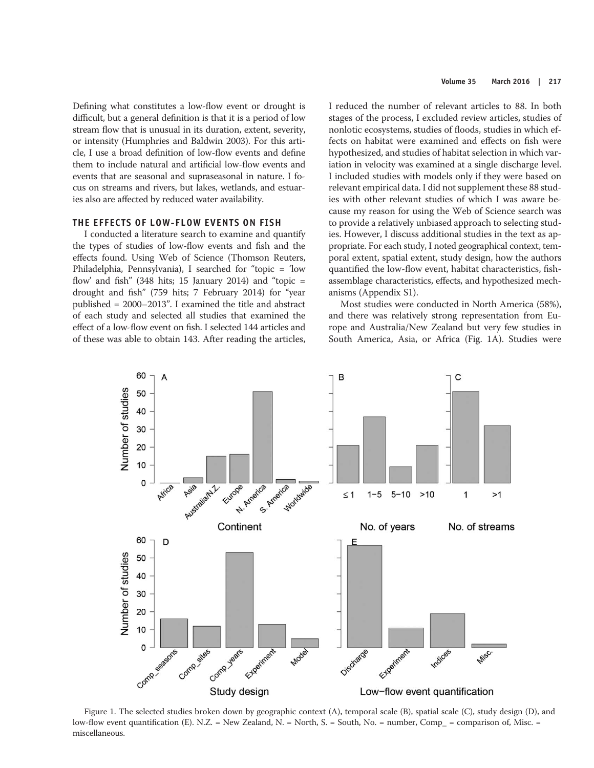Defining what constitutes a low-flow event or drought is difficult, but a general definition is that it is a period of low stream flow that is unusual in its duration, extent, severity, or intensity (Humphries and Baldwin 2003). For this article, I use a broad definition of low-flow events and define them to include natural and artificial low-flow events and events that are seasonal and supraseasonal in nature. I focus on streams and rivers, but lakes, wetlands, and estuaries also are affected by reduced water availability.

## THE EFFECTS OF LOW-FLOW EVENTS ON FISH

I conducted a literature search to examine and quantify the types of studies of low-flow events and fish and the effects found. Using Web of Science (Thomson Reuters, Philadelphia, Pennsylvania), I searched for "topic = 'low flow' and fish" (348 hits; 15 January 2014) and "topic = drought and fish" (759 hits; 7 February 2014) for "year published = 2000–2013". I examined the title and abstract of each study and selected all studies that examined the effect of a low-flow event on fish. I selected 144 articles and of these was able to obtain 143. After reading the articles, I reduced the number of relevant articles to 88. In both stages of the process, I excluded review articles, studies of nonlotic ecosystems, studies of floods, studies in which effects on habitat were examined and effects on fish were hypothesized, and studies of habitat selection in which variation in velocity was examined at a single discharge level. I included studies with models only if they were based on relevant empirical data. I did not supplement these 88 studies with other relevant studies of which I was aware because my reason for using the Web of Science search was to provide a relatively unbiased approach to selecting studies. However, I discuss additional studies in the text as appropriate. For each study, I noted geographical context, temporal extent, spatial extent, study design, how the authors quantified the low-flow event, habitat characteristics, fish-assemblage characteristics, effects, and hypothesized mechanisms (Appendix S1).

Most studies were conducted in North America (58%), and there was relatively strong representation from Europe and Australia/New Zealand but very few studies in South America, Asia, or Africa (Fig. 1A). Studies were

A
Number of studies
60
50
40
30
20
10
0
Africa
Asia
Australia/N.Z.
Europe
N. America
S. America
Worldwide
Continent

B
≤ 1
1–5
5–10
>10
No. of years

C
1
>1
No. of streams

D
Number of studies
60
50
40
30
20
10
0
Comp_seasons
Comp_sites
Comp_years
Experiment
Model
Study design

E
Discharge
Experiment
Indices
Misc.
Low−flow event quantification

Figure 1. The selected studies broken down by geographic context (A), temporal scale (B), spatial scale (C), study design (D), and low-flow event quantification (E). N.Z. = New Zealand, N. = North, S. = South, No. = number, Comp_ = comparison of, Misc. = miscellaneous.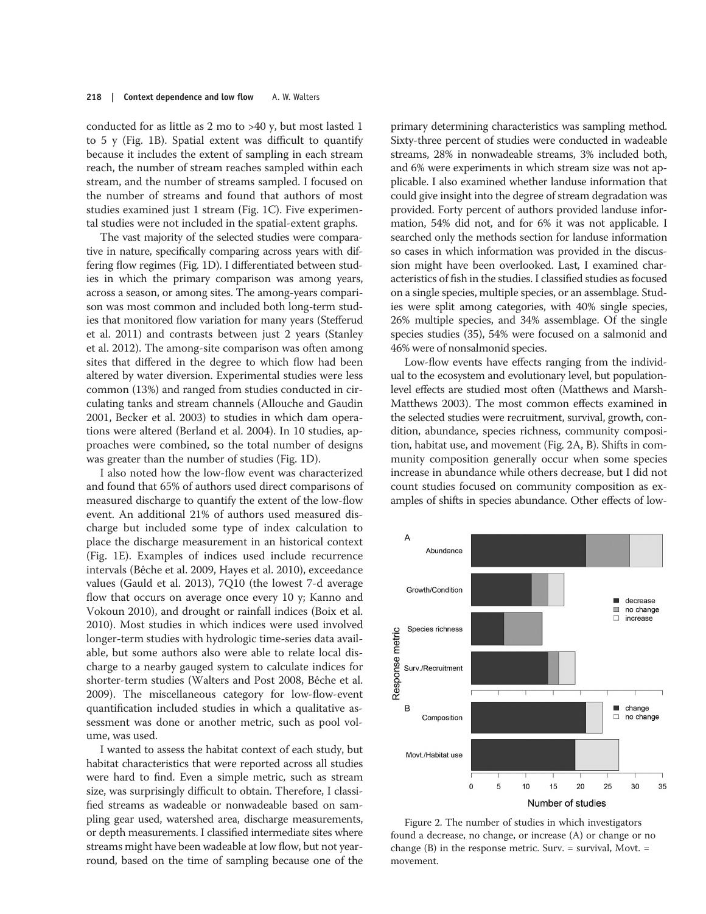conducted for as little as 2 mo to >40 y, but most lasted 1 to 5 y (Fig. 1B). Spatial extent was difficult to quantify because it includes the extent of sampling in each stream reach, the number of stream reaches sampled within each stream, and the number of streams sampled. I focused on the number of streams and found that authors of most studies examined just 1 stream (Fig. 1C). Five experimental studies were not included in the spatial-extent graphs.

The vast majority of the selected studies were comparative in nature, specifically comparing across years with differing flow regimes (Fig. 1D). I differentiated between studies in which the primary comparison was among years, across a season, or among sites. The among-years comparison was most common and included both long-term studies that monitored flow variation for many years (Stefferud et al. 2011) and contrasts between just 2 years (Stanley et al. 2012). The among-site comparison was often among sites that differed in the degree to which flow had been altered by water diversion. Experimental studies were less common (13%) and ranged from studies conducted in circulating tanks and stream channels (Allouche and Gaudin 2001, Becker et al. 2003) to studies in which dam operations were altered (Berland et al. 2004). In 10 studies, approaches were combined, so the total number of designs was greater than the number of studies (Fig. 1D).

I also noted how the low-flow event was characterized and found that 65% of authors used direct comparisons of measured discharge to quantify the extent of the low-flow event. An additional 21% of authors used measured discharge but included some type of index calculation to place the discharge measurement in an historical context (Fig. 1E). Examples of indices used include recurrence intervals (Bêche et al. 2009, Hayes et al. 2010), exceedance values (Gauld et al. 2013), 7Q10 (the lowest 7-d average flow that occurs on average once every 10 y; Kanno and Vokoun 2010), and drought or rainfall indices (Boix et al. 2010). Most studies in which indices were used involved longer-term studies with hydrologic time-series data available, but some authors also were able to relate local discharge to a nearby gauged system to calculate indices for shorter-term studies (Walters and Post 2008, Bêche et al. 2009). The miscellaneous category for low-flow-event quantification included studies in which a qualitative assessment was done or another metric, such as pool volume, was used.

I wanted to assess the habitat context of each study, but habitat characteristics that were reported across all studies were hard to find. Even a simple metric, such as stream size, was surprisingly difficult to obtain. Therefore, I classified streams as wadeable or nonwadeable based on sampling gear used, watershed area, discharge measurements, or depth measurements. I classified intermediate sites where streams might have been wadeable at low flow, but not year-round, based on the time of sampling because one of the primary determining characteristics was sampling method. Sixty-three percent of studies were conducted in wadeable streams, 28% in nonwadeable streams, 3% included both, and 6% were experiments in which stream size was not applicable. I also examined whether landuse information that could give insight into the degree of stream degradation was provided. Forty percent of authors provided landuse information, 54% did not, and for 6% it was not applicable. I searched only the methods section for landuse information so cases in which information was provided in the discussion might have been overlooked. Last, I examined characteristics of fish in the studies. I classified studies as focused on a single species, multiple species, or an assemblage. Studies were split among categories, with 40% single species, 26% multiple species, and 34% assemblage. Of the single species studies (35), 54% were focused on a salmonid and 46% were of nonsalmonid species.

Low-flow events have effects ranging from the individual to the ecosystem and evolutionary level, but population-level effects are studied most often (Matthews and Marsh-Matthews 2003). The most common effects examined in the selected studies were recruitment, survival, growth, condition, abundance, species richness, community composition, habitat use, and movement (Fig. 2A, B). Shifts in community composition generally occur when some species increase in abundance while others decrease, but I did not count studies focused on community composition as examples of shifts in species abundance. Other effects of low-

A
Abundance
Growth/Condition
Species richness
Surv./Recruitment
decrease
no change
increase
Response metric
B
Composition
Movt./Habitat use
change
no change
0 5 10 15 20 25 30 35
Number of studies

Figure 2. The number of studies in which investigators found a decrease, no change, or increase (A) or change or no change (B) in the response metric. Surv. = survival, Movt. = movement.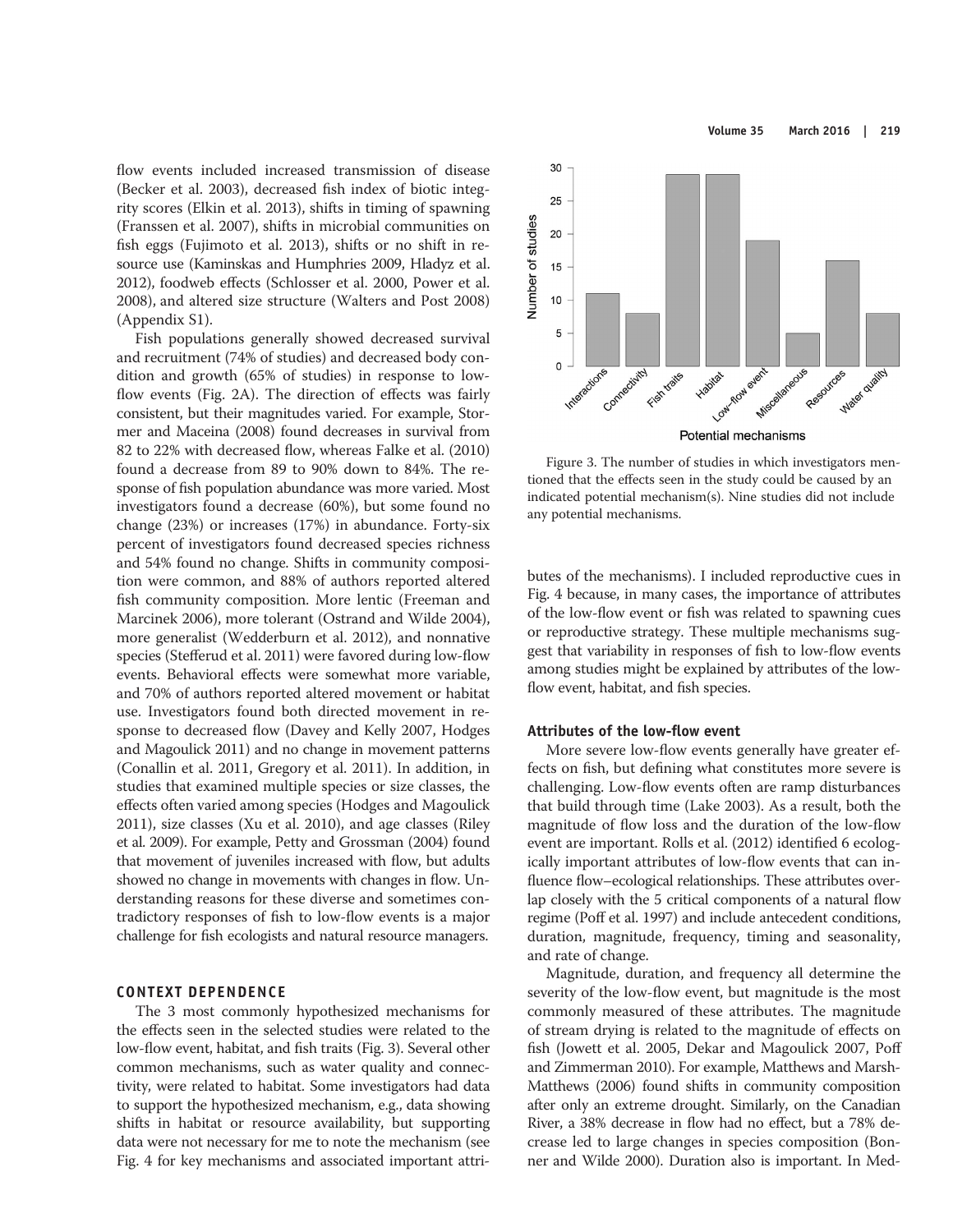flow events included increased transmission of disease (Becker et al. 2003), decreased fish index of biotic integrity scores (Elkin et al. 2013), shifts in timing of spawning (Franssen et al. 2007), shifts in microbial communities on fish eggs (Fujimoto et al. 2013), shifts or no shift in resource use (Kaminskas and Humphries 2009, Hladyz et al. 2012), foodweb effects (Schlosser et al. 2000, Power et al. 2008), and altered size structure (Walters and Post 2008) (Appendix S1).

Fish populations generally showed decreased survival and recruitment (74% of studies) and decreased body condition and growth (65% of studies) in response to low-flow events (Fig. 2A). The direction of effects was fairly consistent, but their magnitudes varied. For example, Stormer and Maceina (2008) found decreases in survival from 82 to 22% with decreased flow, whereas Falke et al. (2010) found a decrease from 89 to 90% down to 84%. The response of fish population abundance was more varied. Most investigators found a decrease (60%), but some found no change (23%) or increases (17%) in abundance. Forty-six percent of investigators found decreased species richness and 54% found no change. Shifts in community composition were common, and 88% of authors reported altered fish community composition. More lentic (Freeman and Marcinek 2006), more tolerant (Ostrand and Wilde 2004), more generalist (Wedderburn et al. 2012), and nonnative species (Stefferud et al. 2011) were favored during low-flow events. Behavioral effects were somewhat more variable, and 70% of authors reported altered movement or habitat use. Investigators found both directed movement in response to decreased flow (Davey and Kelly 2007, Hodges and Magoulick 2011) and no change in movement patterns (Conallin et al. 2011, Gregory et al. 2011). In addition, in studies that examined multiple species or size classes, the effects often varied among species (Hodges and Magoulick 2011), size classes (Xu et al. 2010), and age classes (Riley et al. 2009). For example, Petty and Grossman (2004) found that movement of juveniles increased with flow, but adults showed no change in movements with changes in flow. Understanding reasons for these diverse and sometimes contradictory responses of fish to low-flow events is a major challenge for fish ecologists and natural resource managers.

## CONTEXT DEPENDENCE

The 3 most commonly hypothesized mechanisms for the effects seen in the selected studies were related to the low-flow event, habitat, and fish traits (Fig. 3). Several other common mechanisms, such as water quality and connectivity, were related to habitat. Some investigators had data to support the hypothesized mechanism, e.g., data showing shifts in habitat or resource availability, but supporting data were not necessary for me to note the mechanism (see Fig. 4 for key mechanisms and associated important attributes of the mechanisms). I included reproductive cues in Fig. 4 because, in many cases, the importance of attributes of the low-flow event or fish was related to spawning cues or reproductive strategy. These multiple mechanisms suggest that variability in responses of fish to low-flow events among studies might be explained by attributes of the low-flow event, habitat, and fish species.

Number of studies
30
25
20
15
10
5
0
Interactions
Connectivity
Fish traits
Habitat
Low-flow event
Miscellaneous
Resources
Water quality
Potential mechanisms

Figure 3. The number of studies in which investigators mentioned that the effects seen in the study could be caused by an indicated potential mechanism(s). Nine studies did not include any potential mechanisms.

### Attributes of the low-flow event

More severe low-flow events generally have greater effects on fish, but defining what constitutes more severe is challenging. Low-flow events often are ramp disturbances that build through time (Lake 2003). As a result, both the magnitude of flow loss and the duration of the low-flow event are important. Rolls et al. (2012) identified 6 ecologically important attributes of low-flow events that can influence flow–ecological relationships. These attributes overlap closely with the 5 critical components of a natural flow regime (Poff et al. 1997) and include antecedent conditions, duration, magnitude, frequency, timing and seasonality, and rate of change.

Magnitude, duration, and frequency all determine the severity of the low-flow event, but magnitude is the most commonly measured of these attributes. The magnitude of stream drying is related to the magnitude of effects on fish (Jowett et al. 2005, Dekar and Magoulick 2007, Poff and Zimmerman 2010). For example, Matthews and Marsh-Matthews (2006) found shifts in community composition after only an extreme drought. Similarly, on the Canadian River, a 38% decrease in flow had no effect, but a 78% decrease led to large changes in species composition (Bonner and Wilde 2000). Duration also is important. In Med-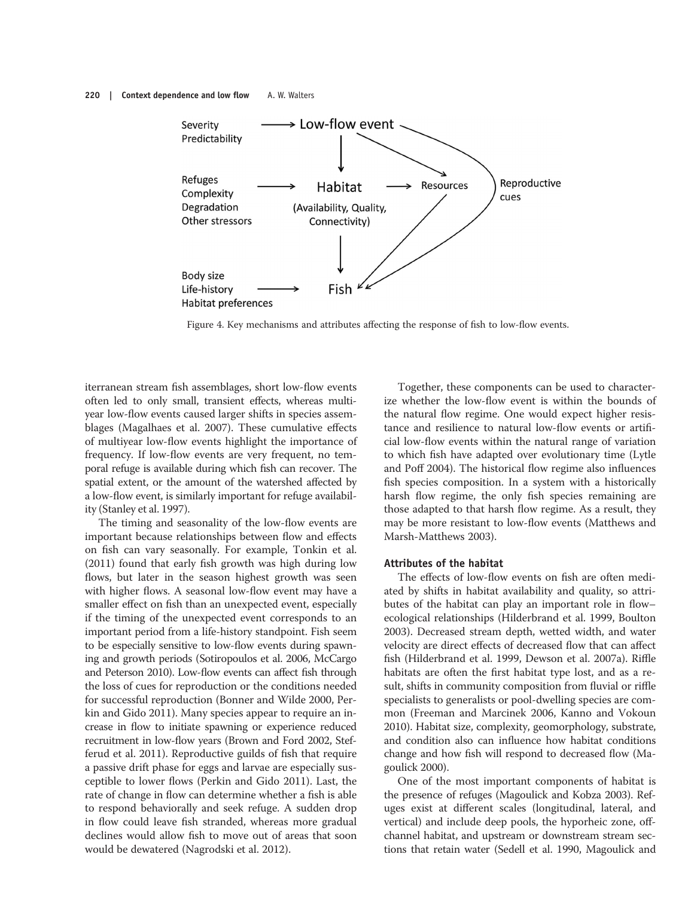Severity
Predictability

Low-flow event

Refuges
Complexity
Degradation
Other stressors

Habitat
(Availability, Quality, Connectivity)

Resources

Reproductive cues

Body size
Life-history
Habitat preferences

Fish

Figure 4. Key mechanisms and attributes affecting the response of fish to low-flow events.

iterranean stream fish assemblages, short low-flow events often led to only small, transient effects, whereas multiyear low-flow events caused larger shifts in species assemblages (Magalhaes et al. 2007). These cumulative effects of multiyear low-flow events highlight the importance of frequency. If low-flow events are very frequent, no temporal refuge is available during which fish can recover. The spatial extent, or the amount of the watershed affected by a low-flow event, is similarly important for refuge availability (Stanley et al. 1997).

The timing and seasonality of the low-flow events are important because relationships between flow and effects on fish can vary seasonally. For example, Tonkin et al. (2011) found that early fish growth was high during low flows, but later in the season highest growth was seen with higher flows. A seasonal low-flow event may have a smaller effect on fish than an unexpected event, especially if the timing of the unexpected event corresponds to an important period from a life-history standpoint. Fish seem to be especially sensitive to low-flow events during spawning and growth periods (Sotiropoulos et al. 2006, McCargo and Peterson 2010). Low-flow events can affect fish through the loss of cues for reproduction or the conditions needed for successful reproduction (Bonner and Wilde 2000, Perkin and Gido 2011). Many species appear to require an increase in flow to initiate spawning or experience reduced recruitment in low-flow years (Brown and Ford 2002, Stefferud et al. 2011). Reproductive guilds of fish that require a passive drift phase for eggs and larvae are especially susceptible to lower flows (Perkin and Gido 2011). Last, the rate of change in flow can determine whether a fish is able to respond behaviorally and seek refuge. A sudden drop in flow could leave fish stranded, whereas more gradual declines would allow fish to move out of areas that soon would be dewatered (Nagrodski et al. 2012).

Together, these components can be used to characterize whether the low-flow event is within the bounds of the natural flow regime. One would expect higher resistance and resilience to natural low-flow events or artificial low-flow events within the natural range of variation to which fish have adapted over evolutionary time (Lytle and Poff 2004). The historical flow regime also influences fish species composition. In a system with a historically harsh flow regime, the only fish species remaining are those adapted to that harsh flow regime. As a result, they may be more resistant to low-flow events (Matthews and Marsh-Matthews 2003).

### Attributes of the habitat

The effects of low-flow events on fish are often mediated by shifts in habitat availability and quality, so attributes of the habitat can play an important role in flow–ecological relationships (Hilderbrand et al. 1999, Boulton 2003). Decreased stream depth, wetted width, and water velocity are direct effects of decreased flow that can affect fish (Hilderbrand et al. 1999, Dewson et al. 2007a). Riffle habitats are often the first habitat type lost, and as a result, shifts in community composition from fluvial or riffle specialists to generalists or pool-dwelling species are common (Freeman and Marcinek 2006, Kanno and Vokoun 2010). Habitat size, complexity, geomorphology, substrate, and condition also can influence how habitat conditions change and how fish will respond to decreased flow (Magoulick 2000).

One of the most important components of habitat is the presence of refuges (Magoulick and Kobza 2003). Refuges exist at different scales (longitudinal, lateral, and vertical) and include deep pools, the hyporheic zone, off-channel habitat, and upstream or downstream stream sections that retain water (Sedell et al. 1990, Magoulick and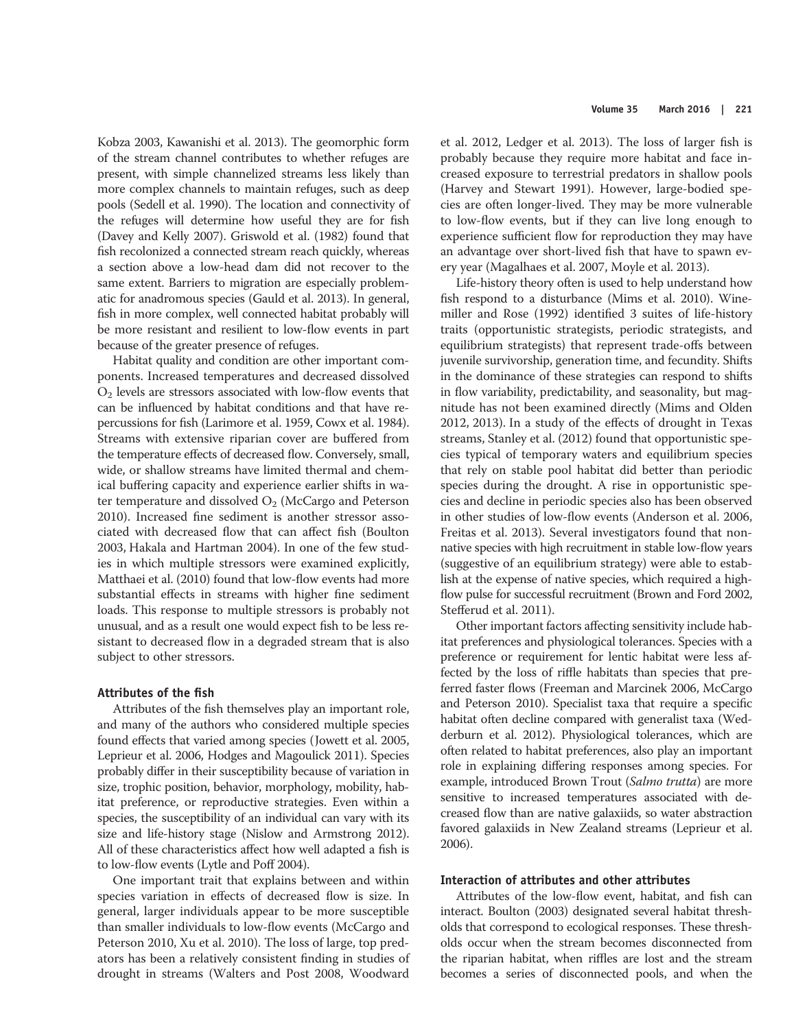Kobza 2003, Kawanishi et al. 2013). The geomorphic form of the stream channel contributes to whether refuges are present, with simple channelized streams less likely than more complex channels to maintain refuges, such as deep pools (Sedell et al. 1990). The location and connectivity of the refuges will determine how useful they are for fish (Davey and Kelly 2007). Griswold et al. (1982) found that fish recolonized a connected stream reach quickly, whereas a section above a low-head dam did not recover to the same extent. Barriers to migration are especially problematic for anadromous species (Gauld et al. 2013). In general, fish in more complex, well connected habitat probably will be more resistant and resilient to low-flow events in part because of the greater presence of refuges.

Habitat quality and condition are other important components. Increased temperatures and decreased dissolved $O_2$ levels are stressors associated with low-flow events that can be influenced by habitat conditions and that have repercussions for fish (Larimore et al. 1959, Cowx et al. 1984). Streams with extensive riparian cover are buffered from the temperature effects of decreased flow. Conversely, small, wide, or shallow streams have limited thermal and chemical buffering capacity and experience earlier shifts in water temperature and dissolved $O_2$ (McCargo and Peterson 2010). Increased fine sediment is another stressor associated with decreased flow that can affect fish (Boulton 2003, Hakala and Hartman 2004). In one of the few studies in which multiple stressors were examined explicitly, Matthaei et al. (2010) found that low-flow events had more substantial effects in streams with higher fine sediment loads. This response to multiple stressors is probably not unusual, and as a result one would expect fish to be less resistant to decreased flow in a degraded stream that is also subject to other stressors.

### Attributes of the fish

Attributes of the fish themselves play an important role, and many of the authors who considered multiple species found effects that varied among species (Jowett et al. 2005, Leprieur et al. 2006, Hodges and Magoulick 2011). Species probably differ in their susceptibility because of variation in size, trophic position, behavior, morphology, mobility, habitat preference, or reproductive strategies. Even within a species, the susceptibility of an individual can vary with its size and life-history stage (Nislow and Armstrong 2012). All of these characteristics affect how well adapted a fish is to low-flow events (Lytle and Poff 2004).

One important trait that explains between and within species variation in effects of decreased flow is size. In general, larger individuals appear to be more susceptible than smaller individuals to low-flow events (McCargo and Peterson 2010, Xu et al. 2010). The loss of large, top predators has been a relatively consistent finding in studies of drought in streams (Walters and Post 2008, Woodward et al. 2012, Ledger et al. 2013). The loss of larger fish is probably because they require more habitat and face increased exposure to terrestrial predators in shallow pools (Harvey and Stewart 1991). However, large-bodied species are often longer-lived. They may be more vulnerable to low-flow events, but if they can live long enough to experience sufficient flow for reproduction they may have an advantage over short-lived fish that have to spawn every year (Magalhaes et al. 2007, Moyle et al. 2013).

Life-history theory often is used to help understand how fish respond to a disturbance (Mims et al. 2010). Winemiller and Rose (1992) identified 3 suites of life-history traits (opportunistic strategists, periodic strategists, and equilibrium strategists) that represent trade-offs between juvenile survivorship, generation time, and fecundity. Shifts in the dominance of these strategies can respond to shifts in flow variability, predictability, and seasonality, but magnitude has not been examined directly (Mims and Olden 2012, 2013). In a study of the effects of drought in Texas streams, Stanley et al. (2012) found that opportunistic species typical of temporary waters and equilibrium species that rely on stable pool habitat did better than periodic species during the drought. A rise in opportunistic species and decline in periodic species also has been observed in other studies of low-flow events (Anderson et al. 2006, Freitas et al. 2013). Several investigators found that nonnative species with high recruitment in stable low-flow years (suggestive of an equilibrium strategy) were able to establish at the expense of native species, which required a high-flow pulse for successful recruitment (Brown and Ford 2002, Stefferud et al. 2011).

Other important factors affecting sensitivity include habitat preferences and physiological tolerances. Species with a preference or requirement for lentic habitat were less affected by the loss of riffle habitats than species that preferred faster flows (Freeman and Marcinek 2006, McCargo and Peterson 2010). Specialist taxa that require a specific habitat often decline compared with generalist taxa (Wedderburn et al. 2012). Physiological tolerances, which are often related to habitat preferences, also play an important role in explaining differing responses among species. For example, introduced Brown Trout (*Salmo trutta*) are more sensitive to increased temperatures associated with decreased flow than are native galaxiids, so water abstraction favored galaxiids in New Zealand streams (Leprieur et al. 2006).

### Interaction of attributes and other attributes

Attributes of the low-flow event, habitat, and fish can interact. Boulton (2003) designated several habitat thresholds that correspond to ecological responses. These thresholds occur when the stream becomes disconnected from the riparian habitat, when riffles are lost and the stream becomes a series of disconnected pools, and when the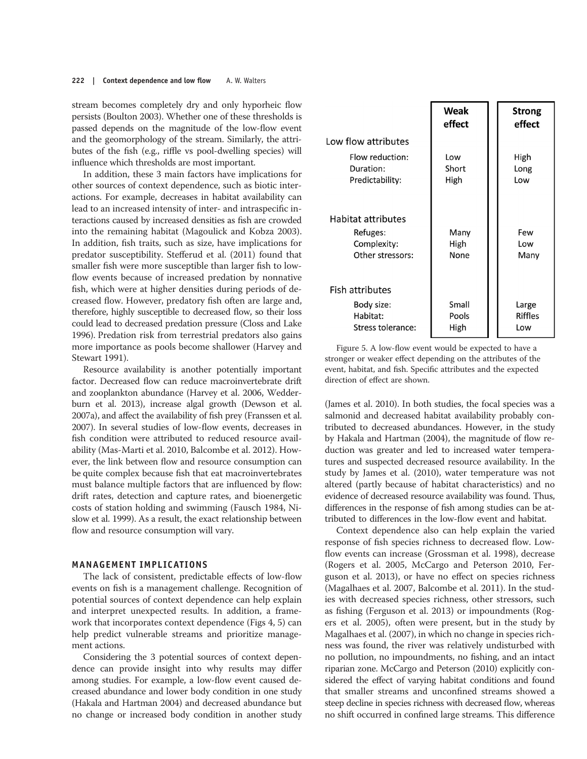stream becomes completely dry and only hyporheic flow persists (Boulton 2003). Whether one of these thresholds is passed depends on the magnitude of the low-flow event and the geomorphology of the stream. Similarly, the attributes of the fish (e.g., riffle vs pool-dwelling species) will influence which thresholds are most important.

In addition, these 3 main factors have implications for other sources of context dependence, such as biotic interactions. For example, decreases in habitat availability can lead to an increased intensity of inter- and intraspecific interactions caused by increased densities as fish are crowded into the remaining habitat (Magoulick and Kobza 2003). In addition, fish traits, such as size, have implications for predator susceptibility. Stefferud et al. (2011) found that smaller fish were more susceptible than larger fish to low-flow events because of increased predation by nonnative fish, which were at higher densities during periods of decreased flow. However, predatory fish often are large and, therefore, highly susceptible to decreased flow, so their loss could lead to decreased predation pressure (Closs and Lake 1996). Predation risk from terrestrial predators also gains more importance as pools become shallower (Harvey and Stewart 1991).

Resource availability is another potentially important factor. Decreased flow can reduce macroinvertebrate drift and zooplankton abundance (Harvey et al. 2006, Wedderburn et al. 2013), increase algal growth (Dewson et al. 2007a), and affect the availability of fish prey (Franssen et al. 2007). In several studies of low-flow events, decreases in fish condition were attributed to reduced resource availability (Mas-Marti et al. 2010, Balcombe et al. 2012). However, the link between flow and resource consumption can be quite complex because fish that eat macroinvertebrates must balance multiple factors that are influenced by flow: drift rates, detection and capture rates, and bioenergetic costs of station holding and swimming (Fausch 1984, Nislow et al. 1999). As a result, the exact relationship between flow and resource consumption will vary.

## MANAGEMENT IMPLICATIONS

The lack of consistent, predictable effects of low-flow events on fish is a management challenge. Recognition of potential sources of context dependence can help explain and interpret unexpected results. In addition, a framework that incorporates context dependence (Figs 4, 5) can help predict vulnerable streams and prioritize management actions.

Considering the 3 potential sources of context dependence can provide insight into why results may differ among studies. For example, a low-flow event caused decreased abundance and lower body condition in one study (Hakala and Hartman 2004) and decreased abundance but no change or increased body condition in another study

Weak effect | Strong effect

Low flow attributes
Flow reduction: Low | High
Duration: Short | Long
Predictability: High | Low

Habitat attributes
Refuges: Many | Few
Complexity: High | Low
Other stressors: None | Many

Fish attributes
Body size: Small | Large
Habitat: Pools | Riffles
Stress tolerance: High | Low

Figure 5. A low-flow event would be expected to have a stronger or weaker effect depending on the attributes of the event, habitat, and fish. Specific attributes and the expected direction of effect are shown.

(James et al. 2010). In both studies, the focal species was a salmonid and decreased habitat availability probably contributed to decreased abundances. However, in the study by Hakala and Hartman (2004), the magnitude of flow reduction was greater and led to increased water temperatures and suspected decreased resource availability. In the study by James et al. (2010), water temperature was not altered (partly because of habitat characteristics) and no evidence of decreased resource availability was found. Thus, differences in the response of fish among studies can be attributed to differences in the low-flow event and habitat.

Context dependence also can help explain the varied response of fish species richness to decreased flow. Low-flow events can increase (Grossman et al. 1998), decrease (Rogers et al. 2005, McCargo and Peterson 2010, Ferguson et al. 2013), or have no effect on species richness (Magalhaes et al. 2007, Balcombe et al. 2011). In the studies with decreased species richness, other stressors, such as fishing (Ferguson et al. 2013) or impoundments (Rogers et al. 2005), often were present, but in the study by Magalhaes et al. (2007), in which no change in species richness was found, the river was relatively undisturbed with no pollution, no impoundments, no fishing, and an intact riparian zone. McCargo and Peterson (2010) explicitly considered the effect of varying habitat conditions and found that smaller streams and unconfined streams showed a steep decline in species richness with decreased flow, whereas no shift occurred in confined large streams. This difference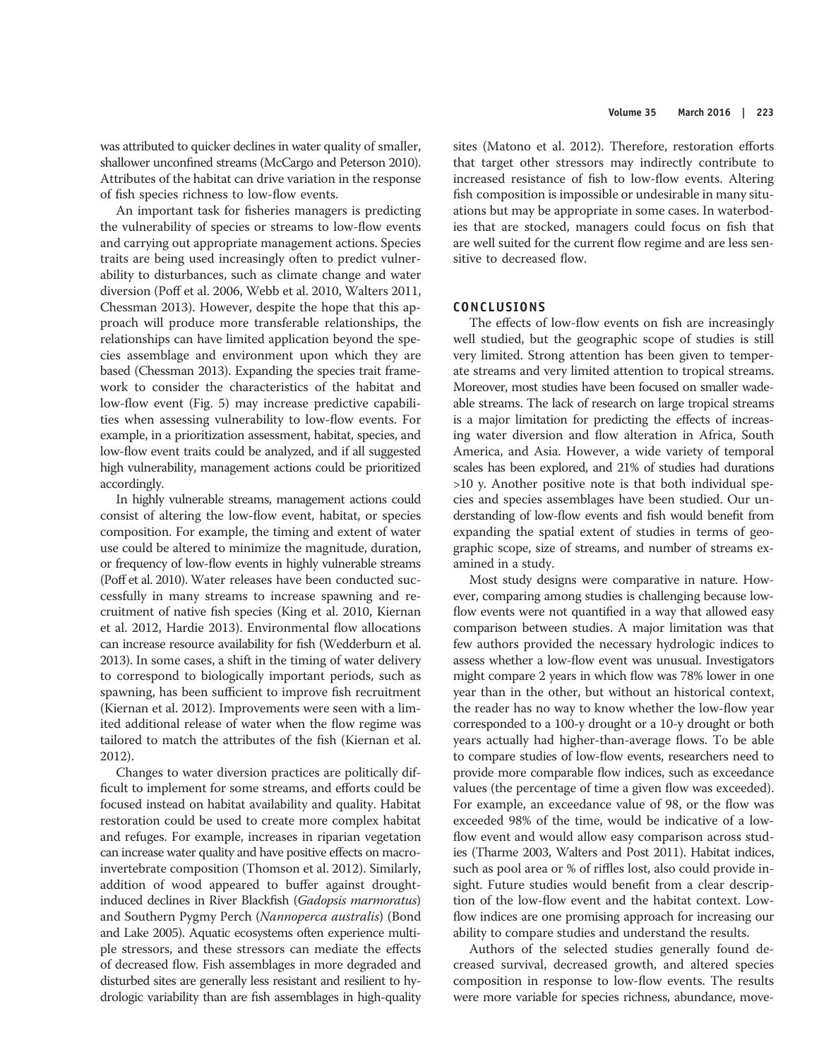was attributed to quicker declines in water quality of smaller, shallower unconfined streams (McCargo and Peterson 2010). Attributes of the habitat can drive variation in the response of fish species richness to low-flow events.

An important task for fisheries managers is predicting the vulnerability of species or streams to low-flow events and carrying out appropriate management actions. Species traits are being used increasingly often to predict vulnerability to disturbances, such as climate change and water diversion (Poff et al. 2006, Webb et al. 2010, Walters 2011, Chessman 2013). However, despite the hope that this approach will produce more transferable relationships, the relationships can have limited application beyond the species assemblage and environment upon which they are based (Chessman 2013). Expanding the species trait framework to consider the characteristics of the habitat and low-flow event (Fig. 5) may increase predictive capabilities when assessing vulnerability to low-flow events. For example, in a prioritization assessment, habitat, species, and low-flow event traits could be analyzed, and if all suggested high vulnerability, management actions could be prioritized accordingly.

In highly vulnerable streams, management actions could consist of altering the low-flow event, habitat, or species composition. For example, the timing and extent of water use could be altered to minimize the magnitude, duration, or frequency of low-flow events in highly vulnerable streams (Poff et al. 2010). Water releases have been conducted successfully in many streams to increase spawning and recruitment of native fish species (King et al. 2010, Kiernan et al. 2012, Hardie 2013). Environmental flow allocations can increase resource availability for fish (Wedderburn et al. 2013). In some cases, a shift in the timing of water delivery to correspond to biologically important periods, such as spawning, has been sufficient to improve fish recruitment (Kiernan et al. 2012). Improvements were seen with a limited additional release of water when the flow regime was tailored to match the attributes of the fish (Kiernan et al. 2012).

Changes to water diversion practices are politically difficult to implement for some streams, and efforts could be focused instead on habitat availability and quality. Habitat restoration could be used to create more complex habitat and refuges. For example, increases in riparian vegetation can increase water quality and have positive effects on macroinvertebrate composition (Thomson et al. 2012). Similarly, addition of wood appeared to buffer against drought-induced declines in River Blackfish (*Gadopsis marmoratus*) and Southern Pygmy Perch (*Nannoperca australis*) (Bond and Lake 2005). Aquatic ecosystems often experience multiple stressors, and these stressors can mediate the effects of decreased flow. Fish assemblages in more degraded and disturbed sites are generally less resistant and resilient to hydrologic variability than are fish assemblages in high-quality sites (Matono et al. 2012). Therefore, restoration efforts that target other stressors may indirectly contribute to increased resistance of fish to low-flow events. Altering fish composition is impossible or undesirable in many situations but may be appropriate in some cases. In waterbodies that are stocked, managers could focus on fish that are well suited for the current flow regime and are less sensitive to decreased flow.

## CONCLUSIONS

The effects of low-flow events on fish are increasingly well studied, but the geographic scope of studies is still very limited. Strong attention has been given to temperate streams and very limited attention to tropical streams. Moreover, most studies have been focused on smaller wadeable streams. The lack of research on large tropical streams is a major limitation for predicting the effects of increasing water diversion and flow alteration in Africa, South America, and Asia. However, a wide variety of temporal scales has been explored, and 21% of studies had durations >10 y. Another positive note is that both individual species and species assemblages have been studied. Our understanding of low-flow events and fish would benefit from expanding the spatial extent of studies in terms of geographic scope, size of streams, and number of streams examined in a study.

Most study designs were comparative in nature. However, comparing among studies is challenging because low-flow events were not quantified in a way that allowed easy comparison between studies. A major limitation was that few authors provided the necessary hydrologic indices to assess whether a low-flow event was unusual. Investigators might compare 2 years in which flow was 78% lower in one year than in the other, but without an historical context, the reader has no way to know whether the low-flow year corresponded to a 100-y drought or a 10-y drought or both years actually had higher-than-average flows. To be able to compare studies of low-flow events, researchers need to provide more comparable flow indices, such as exceedance values (the percentage of time a given flow was exceeded). For example, an exceedance value of 98, or the flow was exceeded 98% of the time, would be indicative of a low-flow event and would allow easy comparison across studies (Tharme 2003, Walters and Post 2011). Habitat indices, such as pool area or % of riffles lost, also could provide insight. Future studies would benefit from a clear description of the low-flow event and the habitat context. Low-flow indices are one promising approach for increasing our ability to compare studies and understand the results.

Authors of the selected studies generally found decreased survival, decreased growth, and altered species composition in response to low-flow events. The results were more variable for species richness, abundance, move-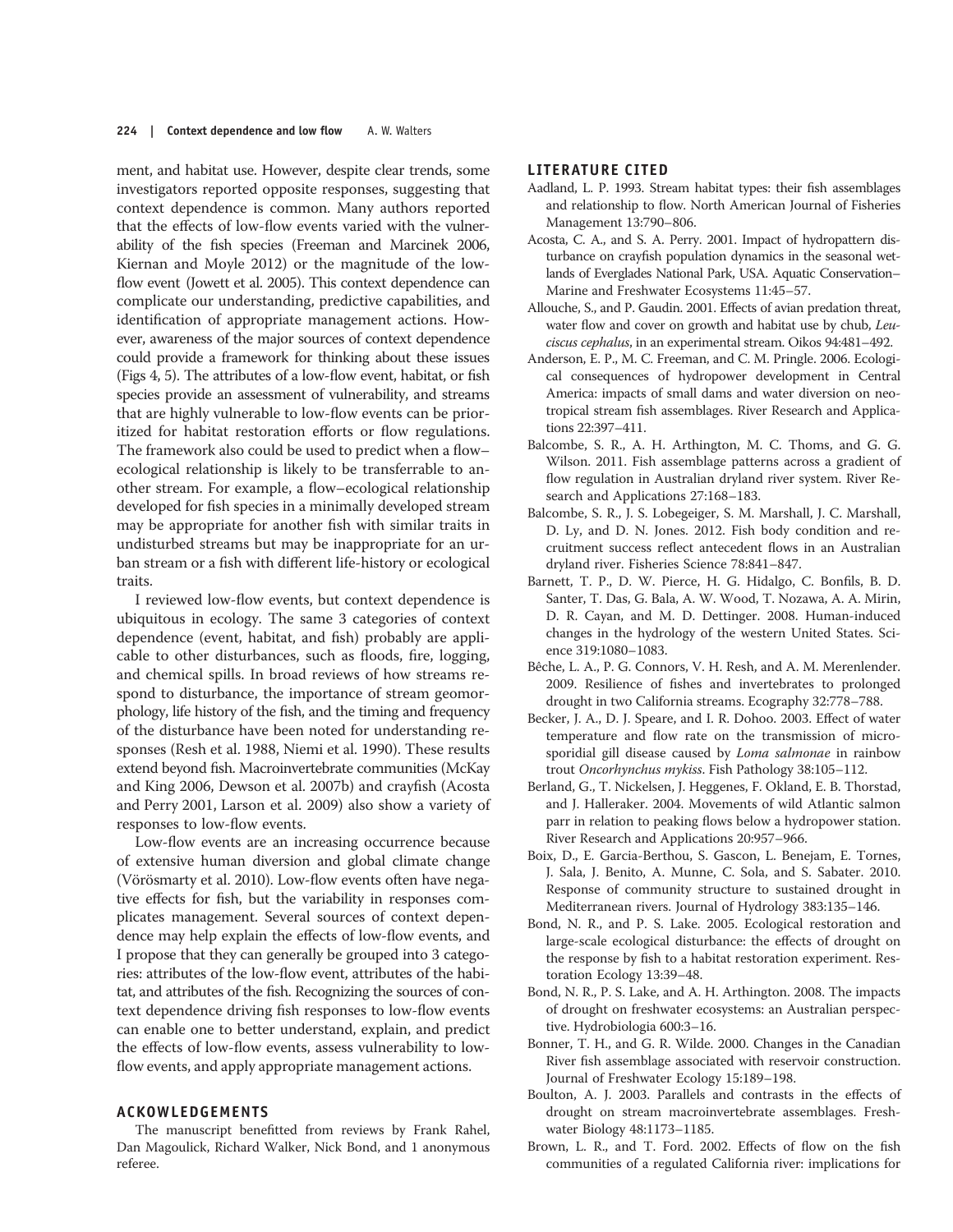ment, and habitat use. However, despite clear trends, some investigators reported opposite responses, suggesting that context dependence is common. Many authors reported that the effects of low-flow events varied with the vulnerability of the fish species (Freeman and Marcinek 2006, Kiernan and Moyle 2012) or the magnitude of the low-flow event (Jowett et al. 2005). This context dependence can complicate our understanding, predictive capabilities, and identification of appropriate management actions. However, awareness of the major sources of context dependence could provide a framework for thinking about these issues (Figs 4, 5). The attributes of a low-flow event, habitat, or fish species provide an assessment of vulnerability, and streams that are highly vulnerable to low-flow events can be prioritized for habitat restoration efforts or flow regulations. The framework also could be used to predict when a flow–ecological relationship is likely to be transferrable to another stream. For example, a flow–ecological relationship developed for fish species in a minimally developed stream may be appropriate for another fish with similar traits in undisturbed streams but may be inappropriate for an urban stream or a fish with different life-history or ecological traits.

I reviewed low-flow events, but context dependence is ubiquitous in ecology. The same 3 categories of context dependence (event, habitat, and fish) probably are applicable to other disturbances, such as floods, fire, logging, and chemical spills. In broad reviews of how streams respond to disturbance, the importance of stream geomorphology, life history of the fish, and the timing and frequency of the disturbance have been noted for understanding responses (Resh et al. 1988, Niemi et al. 1990). These results extend beyond fish. Macroinvertebrate communities (McKay and King 2006, Dewson et al. 2007b) and crayfish (Acosta and Perry 2001, Larson et al. 2009) also show a variety of responses to low-flow events.

Low-flow events are an increasing occurrence because of extensive human diversion and global climate change (Vörösmarty et al. 2010). Low-flow events often have negative effects for fish, but the variability in responses complicates management. Several sources of context dependence may help explain the effects of low-flow events, and I propose that they can generally be grouped into 3 categories: attributes of the low-flow event, attributes of the habitat, and attributes of the fish. Recognizing the sources of context dependence driving fish responses to low-flow events can enable one to better understand, explain, and predict the effects of low-flow events, assess vulnerability to low-flow events, and apply appropriate management actions.

## ACKOWLEDGEMENTS

The manuscript benefitted from reviews by Frank Rahel, Dan Magoulick, Richard Walker, Nick Bond, and 1 anonymous referee.

## LITERATURE CITED

Aadland, L. P. 1993. Stream habitat types: their fish assemblages and relationship to flow. North American Journal of Fisheries Management 13:790–806.

Acosta, C. A., and S. A. Perry. 2001. Impact of hydropattern disturbance on crayfish population dynamics in the seasonal wetlands of Everglades National Park, USA. Aquatic Conservation–Marine and Freshwater Ecosystems 11:45–57.

Allouche, S., and P. Gaudin. 2001. Effects of avian predation threat, water flow and cover on growth and habitat use by chub, *Leuciscus cephalus*, in an experimental stream. Oikos 94:481–492.

Anderson, E. P., M. C. Freeman, and C. M. Pringle. 2006. Ecological consequences of hydropower development in Central America: impacts of small dams and water diversion on neotropical stream fish assemblages. River Research and Applications 22:397–411.

Balcombe, S. R., A. H. Arthington, M. C. Thoms, and G. G. Wilson. 2011. Fish assemblage patterns across a gradient of flow regulation in Australian dryland river system. River Research and Applications 27:168–183.

Balcombe, S. R., J. S. Lobegeiger, S. M. Marshall, J. C. Marshall, D. Ly, and D. N. Jones. 2012. Fish body condition and recruitment success reflect antecedent flows in an Australian dryland river. Fisheries Science 78:841–847.

Barnett, T. P., D. W. Pierce, H. G. Hidalgo, C. Bonfils, B. D. Santer, T. Das, G. Bala, A. W. Wood, T. Nozawa, A. A. Mirin, D. R. Cayan, and M. D. Dettinger. 2008. Human-induced changes in the hydrology of the western United States. Science 319:1080–1083.

Bêche, L. A., P. G. Connors, V. H. Resh, and A. M. Merenlender. 2009. Resilience of fishes and invertebrates to prolonged drought in two California streams. Ecography 32:778–788.

Becker, J. A., D. J. Speare, and I. R. Dohoo. 2003. Effect of water temperature and flow rate on the transmission of microsporidial gill disease caused by *Loma salmonae* in rainbow trout *Oncorhynchus mykiss*. Fish Pathology 38:105–112.

Berland, G., T. Nickelsen, J. Heggenes, F. Okland, E. B. Thorstad, and J. Halleraker. 2004. Movements of wild Atlantic salmon parr in relation to peaking flows below a hydropower station. River Research and Applications 20:957–966.

Boix, D., E. Garcia-Berthou, S. Gascon, L. Benejam, E. Tornes, J. Sala, J. Benito, A. Munne, C. Sola, and S. Sabater. 2010. Response of community structure to sustained drought in Mediterranean rivers. Journal of Hydrology 383:135–146.

Bond, N. R., and P. S. Lake. 2005. Ecological restoration and large-scale ecological disturbance: the effects of drought on the response by fish to a habitat restoration experiment. Restoration Ecology 13:39–48.

Bond, N. R., P. S. Lake, and A. H. Arthington. 2008. The impacts of drought on freshwater ecosystems: an Australian perspective. Hydrobiologia 600:3–16.

Bonner, T. H., and G. R. Wilde. 2000. Changes in the Canadian River fish assemblage associated with reservoir construction. Journal of Freshwater Ecology 15:189–198.

Boulton, A. J. 2003. Parallels and contrasts in the effects of drought on stream macroinvertebrate assemblages. Freshwater Biology 48:1173–1185.

Brown, L. R., and T. Ford. 2002. Effects of flow on the fish communities of a regulated California river: implications for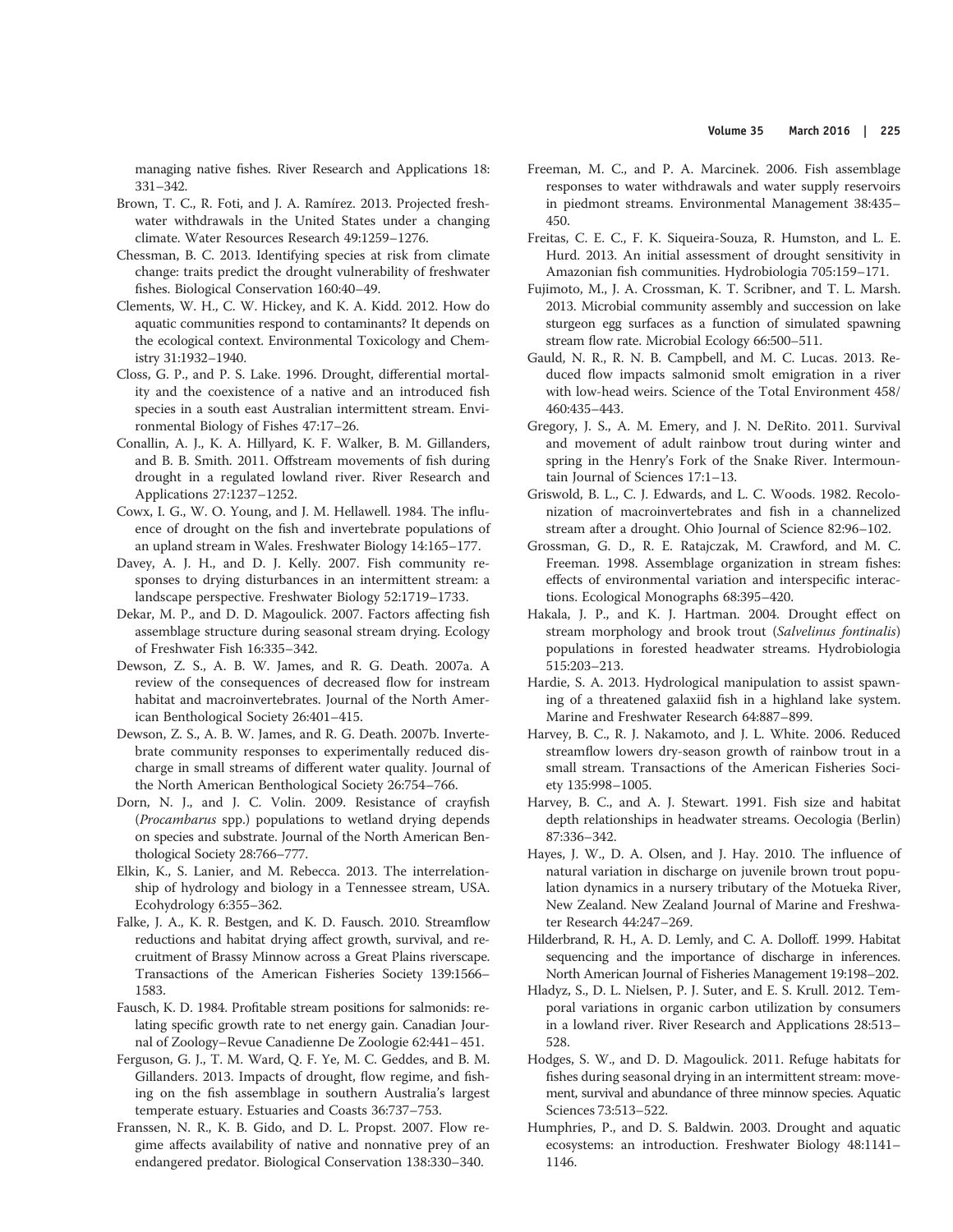managing native fishes. River Research and Applications 18: 331–342.

Brown, T. C., R. Foti, and J. A. Ramírez. 2013. Projected freshwater withdrawals in the United States under a changing climate. Water Resources Research 49:1259–1276.

Chessman, B. C. 2013. Identifying species at risk from climate change: traits predict the drought vulnerability of freshwater fishes. Biological Conservation 160:40–49.

Clements, W. H., C. W. Hickey, and K. A. Kidd. 2012. How do aquatic communities respond to contaminants? It depends on the ecological context. Environmental Toxicology and Chemistry 31:1932–1940.

Closs, G. P., and P. S. Lake. 1996. Drought, differential mortality and the coexistence of a native and an introduced fish species in a south east Australian intermittent stream. Environmental Biology of Fishes 47:17–26.

Conallin, A. J., K. A. Hillyard, K. F. Walker, B. M. Gillanders, and B. B. Smith. 2011. Offstream movements of fish during drought in a regulated lowland river. River Research and Applications 27:1237–1252.

Cowx, I. G., W. O. Young, and J. M. Hellawell. 1984. The influence of drought on the fish and invertebrate populations of an upland stream in Wales. Freshwater Biology 14:165–177.

Davey, A. J. H., and D. J. Kelly. 2007. Fish community responses to drying disturbances in an intermittent stream: a landscape perspective. Freshwater Biology 52:1719–1733.

Dekar, M. P., and D. D. Magoulick. 2007. Factors affecting fish assemblage structure during seasonal stream drying. Ecology of Freshwater Fish 16:335–342.

Dewson, Z. S., A. B. W. James, and R. G. Death. 2007a. A review of the consequences of decreased flow for instream habitat and macroinvertebrates. Journal of the North American Benthological Society 26:401–415.

Dewson, Z. S., A. B. W. James, and R. G. Death. 2007b. Invertebrate community responses to experimentally reduced discharge in small streams of different water quality. Journal of the North American Benthological Society 26:754–766.

Dorn, N. J., and J. C. Volin. 2009. Resistance of crayfish (*Procambarus* spp.) populations to wetland drying depends on species and substrate. Journal of the North American Benthological Society 28:766–777.

Elkin, K., S. Lanier, and M. Rebecca. 2013. The interrelationship of hydrology and biology in a Tennessee stream, USA. Ecohydrology 6:355–362.

Falke, J. A., K. R. Bestgen, and K. D. Fausch. 2010. Streamflow reductions and habitat drying affect growth, survival, and recruitment of Brassy Minnow across a Great Plains riverscape. Transactions of the American Fisheries Society 139:1566–1583.

Fausch, K. D. 1984. Profitable stream positions for salmonids: relating specific growth rate to net energy gain. Canadian Journal of Zoology–Revue Canadienne De Zoologie 62:441–451.

Ferguson, G. J., T. M. Ward, Q. F. Ye, M. C. Geddes, and B. M. Gillanders. 2013. Impacts of drought, flow regime, and fishing on the fish assemblage in southern Australia's largest temperate estuary. Estuaries and Coasts 36:737–753.

Franssen, N. R., K. B. Gido, and D. L. Propst. 2007. Flow regime affects availability of native and nonnative prey of an endangered predator. Biological Conservation 138:330–340.

Freeman, M. C., and P. A. Marcinek. 2006. Fish assemblage responses to water withdrawals and water supply reservoirs in piedmont streams. Environmental Management 38:435–450.

Freitas, C. E. C., F. K. Siqueira-Souza, R. Humston, and L. E. Hurd. 2013. An initial assessment of drought sensitivity in Amazonian fish communities. Hydrobiologia 705:159–171.

Fujimoto, M., J. A. Crossman, K. T. Scribner, and T. L. Marsh. 2013. Microbial community assembly and succession on lake sturgeon egg surfaces as a function of simulated spawning stream flow rate. Microbial Ecology 66:500–511.

Gauld, N. R., R. N. B. Campbell, and M. C. Lucas. 2013. Reduced flow impacts salmonid smolt emigration in a river with low-head weirs. Science of the Total Environment 458/460:435–443.

Gregory, J. S., A. M. Emery, and J. N. DeRito. 2011. Survival and movement of adult rainbow trout during winter and spring in the Henry's Fork of the Snake River. Intermountain Journal of Sciences 17:1–13.

Griswold, B. L., C. J. Edwards, and L. C. Woods. 1982. Recolonization of macroinvertebrates and fish in a channelized stream after a drought. Ohio Journal of Science 82:96–102.

Grossman, G. D., R. E. Ratajczak, M. Crawford, and M. C. Freeman. 1998. Assemblage organization in stream fishes: effects of environmental variation and interspecific interactions. Ecological Monographs 68:395–420.

Hakala, J. P., and K. J. Hartman. 2004. Drought effect on stream morphology and brook trout (*Salvelinus fontinalis*) populations in forested headwater streams. Hydrobiologia 515:203–213.

Hardie, S. A. 2013. Hydrological manipulation to assist spawning of a threatened galaxiid fish in a highland lake system. Marine and Freshwater Research 64:887–899.

Harvey, B. C., R. J. Nakamoto, and J. L. White. 2006. Reduced streamflow lowers dry-season growth of rainbow trout in a small stream. Transactions of the American Fisheries Society 135:998–1005.

Harvey, B. C., and A. J. Stewart. 1991. Fish size and habitat depth relationships in headwater streams. Oecologia (Berlin) 87:336–342.

Hayes, J. W., D. A. Olsen, and J. Hay. 2010. The influence of natural variation in discharge on juvenile brown trout population dynamics in a nursery tributary of the Motueka River, New Zealand. New Zealand Journal of Marine and Freshwater Research 44:247–269.

Hilderbrand, R. H., A. D. Lemly, and C. A. Dolloff. 1999. Habitat sequencing and the importance of discharge in inferences. North American Journal of Fisheries Management 19:198–202.

Hladyz, S., D. L. Nielsen, P. J. Suter, and E. S. Krull. 2012. Temporal variations in organic carbon utilization by consumers in a lowland river. River Research and Applications 28:513–528.

Hodges, S. W., and D. D. Magoulick. 2011. Refuge habitats for fishes during seasonal drying in an intermittent stream: movement, survival and abundance of three minnow species. Aquatic Sciences 73:513–522.

Humphries, P., and D. S. Baldwin. 2003. Drought and aquatic ecosystems: an introduction. Freshwater Biology 48:1141–1146.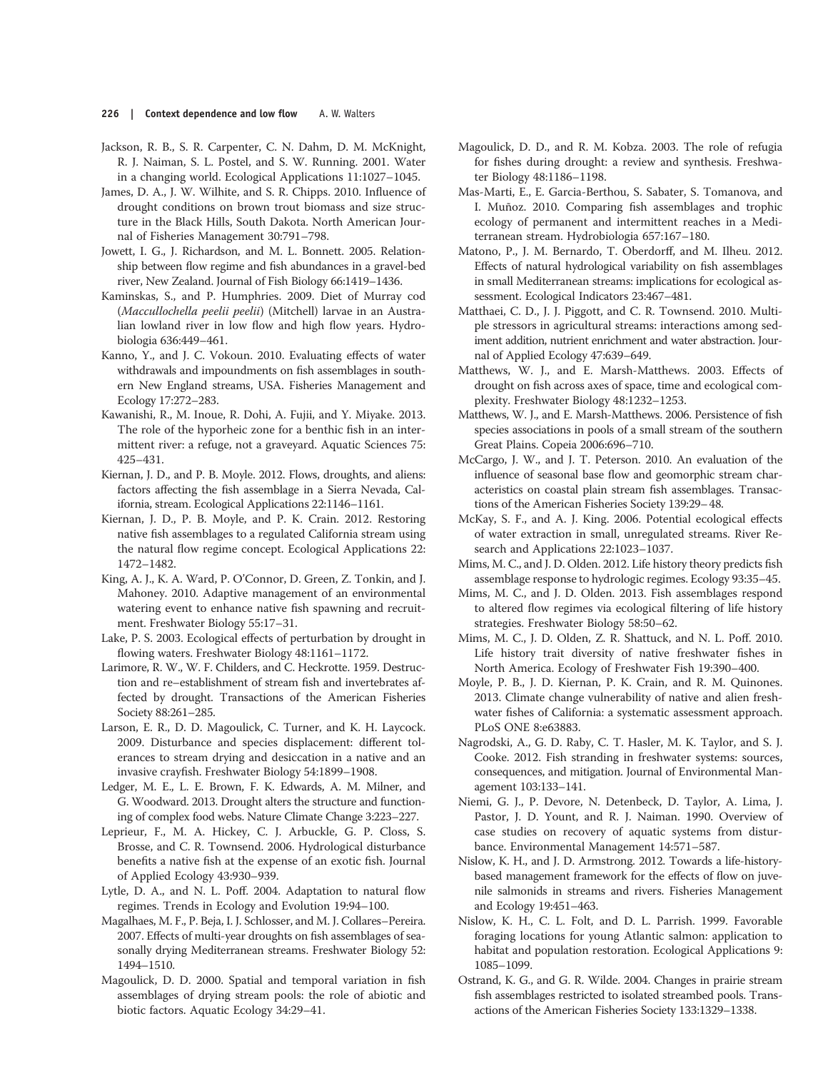Jackson, R. B., S. R. Carpenter, C. N. Dahm, D. M. McKnight, R. J. Naiman, S. L. Postel, and S. W. Running. 2001. Water in a changing world. Ecological Applications 11:1027–1045.

James, D. A., J. W. Wilhite, and S. R. Chipps. 2010. Influence of drought conditions on brown trout biomass and size structure in the Black Hills, South Dakota. North American Journal of Fisheries Management 30:791–798.

Jowett, I. G., J. Richardson, and M. L. Bonnett. 2005. Relationship between flow regime and fish abundances in a gravel-bed river, New Zealand. Journal of Fish Biology 66:1419–1436.

Kaminskas, S., and P. Humphries. 2009. Diet of Murray cod (*Maccullochella peelii peelii*) (Mitchell) larvae in an Australian lowland river in low flow and high flow years. Hydrobiologia 636:449–461.

Kanno, Y., and J. C. Vokoun. 2010. Evaluating effects of water withdrawals and impoundments on fish assemblages in southern New England streams, USA. Fisheries Management and Ecology 17:272–283.

Kawanishi, R., M. Inoue, R. Dohi, A. Fujii, and Y. Miyake. 2013. The role of the hyporheic zone for a benthic fish in an intermittent river: a refuge, not a graveyard. Aquatic Sciences 75: 425–431.

Kiernan, J. D., and P. B. Moyle. 2012. Flows, droughts, and aliens: factors affecting the fish assemblage in a Sierra Nevada, California, stream. Ecological Applications 22:1146–1161.

Kiernan, J. D., P. B. Moyle, and P. K. Crain. 2012. Restoring native fish assemblages to a regulated California stream using the natural flow regime concept. Ecological Applications 22: 1472–1482.

King, A. J., K. A. Ward, P. O'Connor, D. Green, Z. Tonkin, and J. Mahoney. 2010. Adaptive management of an environmental watering event to enhance native fish spawning and recruitment. Freshwater Biology 55:17–31.

Lake, P. S. 2003. Ecological effects of perturbation by drought in flowing waters. Freshwater Biology 48:1161–1172.

Larimore, R. W., W. F. Childers, and C. Heckrotte. 1959. Destruction and re–establishment of stream fish and invertebrates affected by drought. Transactions of the American Fisheries Society 88:261–285.

Larson, E. R., D. D. Magoulick, C. Turner, and K. H. Laycock. 2009. Disturbance and species displacement: different tolerances to stream drying and desiccation in a native and an invasive crayfish. Freshwater Biology 54:1899–1908.

Ledger, M. E., L. E. Brown, F. K. Edwards, A. M. Milner, and G. Woodward. 2013. Drought alters the structure and functioning of complex food webs. Nature Climate Change 3:223–227.

Leprieur, F., M. A. Hickey, C. J. Arbuckle, G. P. Closs, S. Brosse, and C. R. Townsend. 2006. Hydrological disturbance benefits a native fish at the expense of an exotic fish. Journal of Applied Ecology 43:930–939.

Lytle, D. A., and N. L. Poff. 2004. Adaptation to natural flow regimes. Trends in Ecology and Evolution 19:94–100.

Magalhaes, M. F., P. Beja, I. J. Schlosser, and M. J. Collares–Pereira. 2007. Effects of multi-year droughts on fish assemblages of seasonally drying Mediterranean streams. Freshwater Biology 52: 1494–1510.

Magoulick, D. D. 2000. Spatial and temporal variation in fish assemblages of drying stream pools: the role of abiotic and biotic factors. Aquatic Ecology 34:29–41.

Magoulick, D. D., and R. M. Kobza. 2003. The role of refugia for fishes during drought: a review and synthesis. Freshwater Biology 48:1186–1198.

Mas-Marti, E., E. Garcia-Berthou, S. Sabater, S. Tomanova, and I. Muñoz. 2010. Comparing fish assemblages and trophic ecology of permanent and intermittent reaches in a Mediterranean stream. Hydrobiologia 657:167–180.

Matono, P., J. M. Bernardo, T. Oberdorff, and M. Ilheu. 2012. Effects of natural hydrological variability on fish assemblages in small Mediterranean streams: implications for ecological assessment. Ecological Indicators 23:467–481.

Matthaei, C. D., J. J. Piggott, and C. R. Townsend. 2010. Multiple stressors in agricultural streams: interactions among sediment addition, nutrient enrichment and water abstraction. Journal of Applied Ecology 47:639–649.

Matthews, W. J., and E. Marsh-Matthews. 2003. Effects of drought on fish across axes of space, time and ecological complexity. Freshwater Biology 48:1232–1253.

Matthews, W. J., and E. Marsh-Matthews. 2006. Persistence of fish species associations in pools of a small stream of the southern Great Plains. Copeia 2006:696–710.

McCargo, J. W., and J. T. Peterson. 2010. An evaluation of the influence of seasonal base flow and geomorphic stream characteristics on coastal plain stream fish assemblages. Transactions of the American Fisheries Society 139:29– 48.

McKay, S. F., and A. J. King. 2006. Potential ecological effects of water extraction in small, unregulated streams. River Research and Applications 22:1023–1037.

Mims, M. C., and J. D. Olden. 2012. Life history theory predicts fish assemblage response to hydrologic regimes. Ecology 93:35–45.

Mims, M. C., and J. D. Olden. 2013. Fish assemblages respond to altered flow regimes via ecological filtering of life history strategies. Freshwater Biology 58:50–62.

Mims, M. C., J. D. Olden, Z. R. Shattuck, and N. L. Poff. 2010. Life history trait diversity of native freshwater fishes in North America. Ecology of Freshwater Fish 19:390–400.

Moyle, P. B., J. D. Kiernan, P. K. Crain, and R. M. Quinones. 2013. Climate change vulnerability of native and alien freshwater fishes of California: a systematic assessment approach. PLoS ONE 8:e63883.

Nagrodski, A., G. D. Raby, C. T. Hasler, M. K. Taylor, and S. J. Cooke. 2012. Fish stranding in freshwater systems: sources, consequences, and mitigation. Journal of Environmental Management 103:133–141.

Niemi, G. J., P. Devore, N. Detenbeck, D. Taylor, A. Lima, J. Pastor, J. D. Yount, and R. J. Naiman. 1990. Overview of case studies on recovery of aquatic systems from disturbance. Environmental Management 14:571–587.

Nislow, K. H., and J. D. Armstrong. 2012. Towards a life-history-based management framework for the effects of flow on juvenile salmonids in streams and rivers. Fisheries Management and Ecology 19:451–463.

Nislow, K. H., C. L. Folt, and D. L. Parrish. 1999. Favorable foraging locations for young Atlantic salmon: application to habitat and population restoration. Ecological Applications 9: 1085–1099.

Ostrand, K. G., and G. R. Wilde. 2004. Changes in prairie stream fish assemblages restricted to isolated streambed pools. Transactions of the American Fisheries Society 133:1329–1338.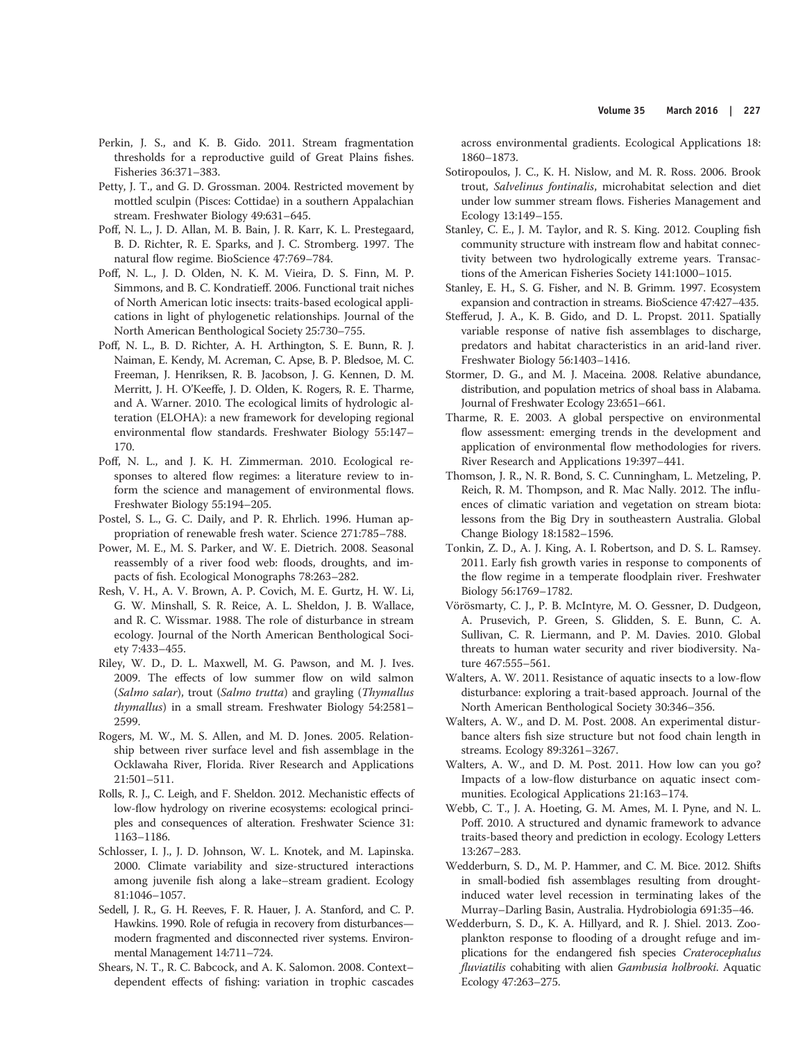Perkin, J. S., and K. B. Gido. 2011. Stream fragmentation thresholds for a reproductive guild of Great Plains fishes. Fisheries 36:371–383.

Petty, J. T., and G. D. Grossman. 2004. Restricted movement by mottled sculpin (Pisces: Cottidae) in a southern Appalachian stream. Freshwater Biology 49:631–645.

Poff, N. L., J. D. Allan, M. B. Bain, J. R. Karr, K. L. Prestegaard, B. D. Richter, R. E. Sparks, and J. C. Stromberg. 1997. The natural flow regime. BioScience 47:769–784.

Poff, N. L., J. D. Olden, N. K. M. Vieira, D. S. Finn, M. P. Simmons, and B. C. Kondratieff. 2006. Functional trait niches of North American lotic insects: traits-based ecological applications in light of phylogenetic relationships. Journal of the North American Benthological Society 25:730–755.

Poff, N. L., B. D. Richter, A. H. Arthington, S. E. Bunn, R. J. Naiman, E. Kendy, M. Acreman, C. Apse, B. P. Bledsoe, M. C. Freeman, J. Henriksen, R. B. Jacobson, J. G. Kennen, D. M. Merritt, J. H. O'Keeffe, J. D. Olden, K. Rogers, R. E. Tharme, and A. Warner. 2010. The ecological limits of hydrologic alteration (ELOHA): a new framework for developing regional environmental flow standards. Freshwater Biology 55:147–170.

Poff, N. L., and J. K. H. Zimmerman. 2010. Ecological responses to altered flow regimes: a literature review to inform the science and management of environmental flows. Freshwater Biology 55:194–205.

Postel, S. L., G. C. Daily, and P. R. Ehrlich. 1996. Human appropriation of renewable fresh water. Science 271:785–788.

Power, M. E., M. S. Parker, and W. E. Dietrich. 2008. Seasonal reassembly of a river food web: floods, droughts, and impacts of fish. Ecological Monographs 78:263–282.

Resh, V. H., A. V. Brown, A. P. Covich, M. E. Gurtz, H. W. Li, G. W. Minshall, S. R. Reice, A. L. Sheldon, J. B. Wallace, and R. C. Wissmar. 1988. The role of disturbance in stream ecology. Journal of the North American Benthological Society 7:433–455.

Riley, W. D., D. L. Maxwell, M. G. Pawson, and M. J. Ives. 2009. The effects of low summer flow on wild salmon (*Salmo salar*), trout (*Salmo trutta*) and grayling (*Thymallus thymallus*) in a small stream. Freshwater Biology 54:2581–2599.

Rogers, M. W., M. S. Allen, and M. D. Jones. 2005. Relationship between river surface level and fish assemblage in the Ocklawaha River, Florida. River Research and Applications 21:501–511.

Rolls, R. J., C. Leigh, and F. Sheldon. 2012. Mechanistic effects of low-flow hydrology on riverine ecosystems: ecological principles and consequences of alteration. Freshwater Science 31: 1163–1186.

Schlosser, I. J., J. D. Johnson, W. L. Knotek, and M. Lapinska. 2000. Climate variability and size-structured interactions among juvenile fish along a lake–stream gradient. Ecology 81:1046–1057.

Sedell, J. R., G. H. Reeves, F. R. Hauer, J. A. Stanford, and C. P. Hawkins. 1990. Role of refugia in recovery from disturbances—modern fragmented and disconnected river systems. Environmental Management 14:711–724.

Shears, N. T., R. C. Babcock, and A. K. Salomon. 2008. Context–dependent effects of fishing: variation in trophic cascades across environmental gradients. Ecological Applications 18: 1860–1873.

Sotiropoulos, J. C., K. H. Nislow, and M. R. Ross. 2006. Brook trout, *Salvelinus fontinalis*, microhabitat selection and diet under low summer stream flows. Fisheries Management and Ecology 13:149–155.

Stanley, C. E., J. M. Taylor, and R. S. King. 2012. Coupling fish community structure with instream flow and habitat connectivity between two hydrologically extreme years. Transactions of the American Fisheries Society 141:1000–1015.

Stanley, E. H., S. G. Fisher, and N. B. Grimm. 1997. Ecosystem expansion and contraction in streams. BioScience 47:427–435.

Stefferud, J. A., K. B. Gido, and D. L. Propst. 2011. Spatially variable response of native fish assemblages to discharge, predators and habitat characteristics in an arid-land river. Freshwater Biology 56:1403–1416.

Stormer, D. G., and M. J. Maceina. 2008. Relative abundance, distribution, and population metrics of shoal bass in Alabama. Journal of Freshwater Ecology 23:651–661.

Tharme, R. E. 2003. A global perspective on environmental flow assessment: emerging trends in the development and application of environmental flow methodologies for rivers. River Research and Applications 19:397–441.

Thomson, J. R., N. R. Bond, S. C. Cunningham, L. Metzeling, P. Reich, R. M. Thompson, and R. Mac Nally. 2012. The influences of climatic variation and vegetation on stream biota: lessons from the Big Dry in southeastern Australia. Global Change Biology 18:1582–1596.

Tonkin, Z. D., A. J. King, A. I. Robertson, and D. S. L. Ramsey. 2011. Early fish growth varies in response to components of the flow regime in a temperate floodplain river. Freshwater Biology 56:1769–1782.

Vörösmarty, C. J., P. B. McIntyre, M. O. Gessner, D. Dudgeon, A. Prusevich, P. Green, S. Glidden, S. E. Bunn, C. A. Sullivan, C. R. Liermann, and P. M. Davies. 2010. Global threats to human water security and river biodiversity. Nature 467:555–561.

Walters, A. W. 2011. Resistance of aquatic insects to a low-flow disturbance: exploring a trait-based approach. Journal of the North American Benthological Society 30:346–356.

Walters, A. W., and D. M. Post. 2008. An experimental disturbance alters fish size structure but not food chain length in streams. Ecology 89:3261–3267.

Walters, A. W., and D. M. Post. 2011. How low can you go? Impacts of a low-flow disturbance on aquatic insect communities. Ecological Applications 21:163–174.

Webb, C. T., J. A. Hoeting, G. M. Ames, M. I. Pyne, and N. L. Poff. 2010. A structured and dynamic framework to advance traits-based theory and prediction in ecology. Ecology Letters 13:267–283.

Wedderburn, S. D., M. P. Hammer, and C. M. Bice. 2012. Shifts in small-bodied fish assemblages resulting from drought-induced water level recession in terminating lakes of the Murray–Darling Basin, Australia. Hydrobiologia 691:35–46.

Wedderburn, S. D., K. A. Hillyard, and R. J. Shiel. 2013. Zooplankton response to flooding of a drought refuge and implications for the endangered fish species *Craterocephalus fluviatilis* cohabiting with alien *Gambusia holbrooki*. Aquatic Ecology 47:263–275.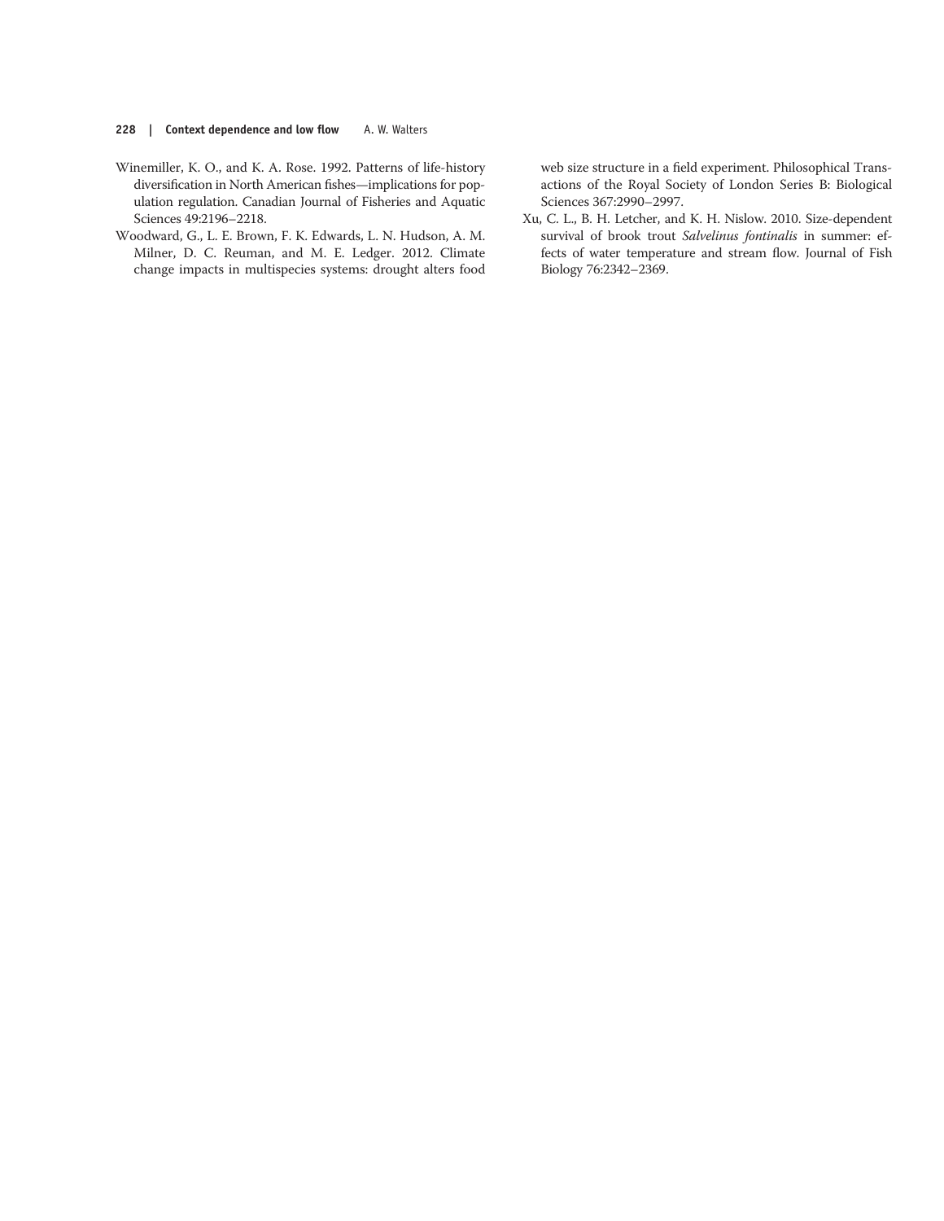Winemiller, K. O., and K. A. Rose. 1992. Patterns of life-history diversification in North American fishes—implications for population regulation. Canadian Journal of Fisheries and Aquatic Sciences 49:2196–2218.

Woodward, G., L. E. Brown, F. K. Edwards, L. N. Hudson, A. M. Milner, D. C. Reuman, and M. E. Ledger. 2012. Climate change impacts in multispecies systems: drought alters food web size structure in a field experiment. Philosophical Transactions of the Royal Society of London Series B: Biological Sciences 367:2990–2997.

Xu, C. L., B. H. Letcher, and K. H. Nislow. 2010. Size-dependent survival of brook trout *Salvelinus fontinalis* in summer: effects of water temperature and stream flow. Journal of Fish Biology 76:2342–2369.